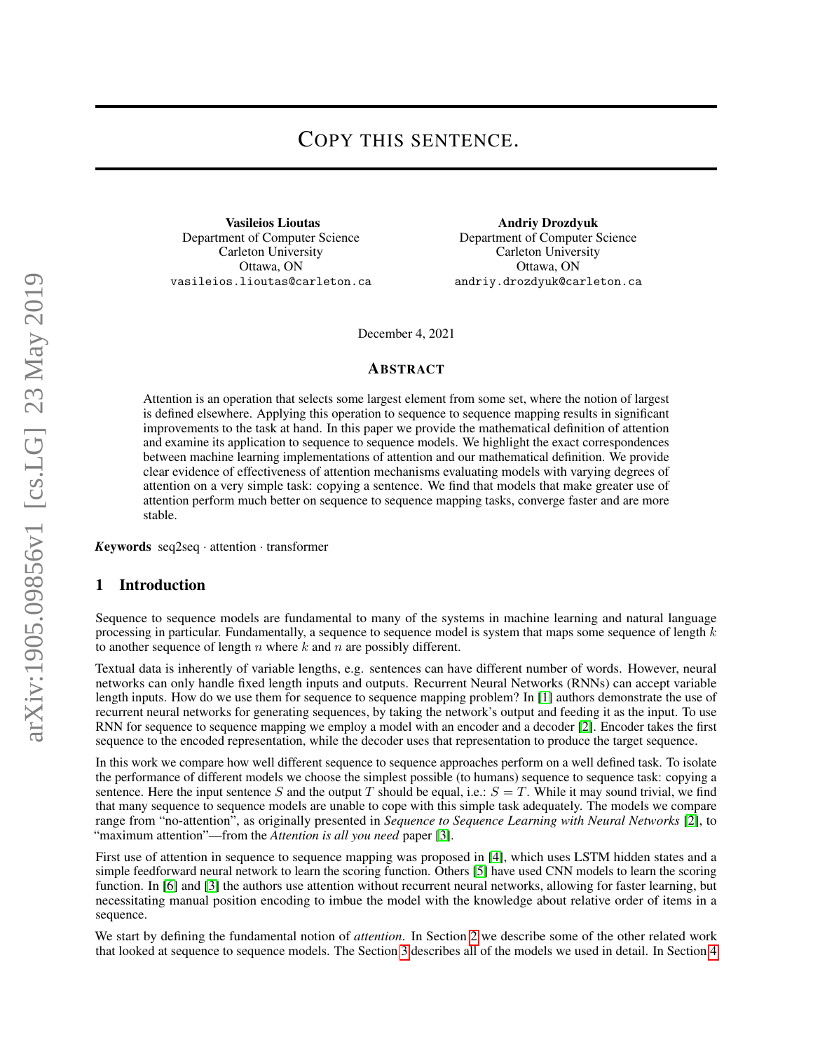# Copy this sentence.

**Vasileios Lioutas**
Department of Computer Science
Carleton University
Ottawa, ON
vasileios.lioutas@carleton.ca

**Andriy Drozdyuk**
Department of Computer Science
Carleton University
Ottawa, ON
andriy.drozdyuk@carleton.ca

December 4, 2021

## Abstract

Attention is an operation that selects some largest element from some set, where the notion of largest is defined elsewhere. Applying this operation to sequence to sequence mapping results in significant improvements to the task at hand. In this paper we provide the mathematical definition of attention and examine its application to sequence to sequence models. We highlight the exact correspondences between machine learning implementations of attention and our mathematical definition. We provide clear evidence of effectiveness of attention mechanisms evaluating models with varying degrees of attention on a very simple task: copying a sentence. We find that models that make greater use of attention perform much better on sequence to sequence mapping tasks, converge faster and are more stable.

***Keywords*** seq2seq · attention · transformer

## 1 Introduction

Sequence to sequence models are fundamental to many of the systems in machine learning and natural language processing in particular. Fundamentally, a sequence to sequence model is system that maps some sequence of length $k$ to another sequence of length $n$ where $k$ and $n$ are possibly different.

Textual data is inherently of variable lengths, e.g. sentences can have different number of words. However, neural networks can only handle fixed length inputs and outputs. Recurrent Neural Networks (RNNs) can accept variable length inputs. How do we use them for sequence to sequence mapping problem? In [1] authors demonstrate the use of recurrent neural networks for generating sequences, by taking the network's output and feeding it as the input. To use RNN for sequence to sequence mapping we employ a model with an encoder and a decoder [2]. Encoder takes the first sequence to the encoded representation, while the decoder uses that representation to produce the target sequence.

In this work we compare how well different sequence to sequence approaches perform on a well defined task. To isolate the performance of different models we choose the simplest possible (to humans) sequence to sequence task: copying a sentence. Here the input sentence $S$ and the output $T$ should be equal, i.e.: $S = T$. While it may sound trivial, we find that many sequence to sequence models are unable to cope with this simple task adequately. The models we compare range from "no-attention", as originally presented in *Sequence to Sequence Learning with Neural Networks* [2], to "maximum attention"—from the *Attention is all you need* paper [3].

First use of attention in sequence to sequence mapping was proposed in [4], which uses LSTM hidden states and a simple feedforward neural network to learn the scoring function. Others [5] have used CNN models to learn the scoring function. In [6] and [3] the authors use attention without recurrent neural networks, allowing for faster learning, but necessitating manual position encoding to imbue the model with the knowledge about relative order of items in a sequence.

We start by defining the fundamental notion of *attention*. In Section 2 we describe some of the other related work that looked at sequence to sequence models. The Section 3 describes all of the models we used in detail. In Section 4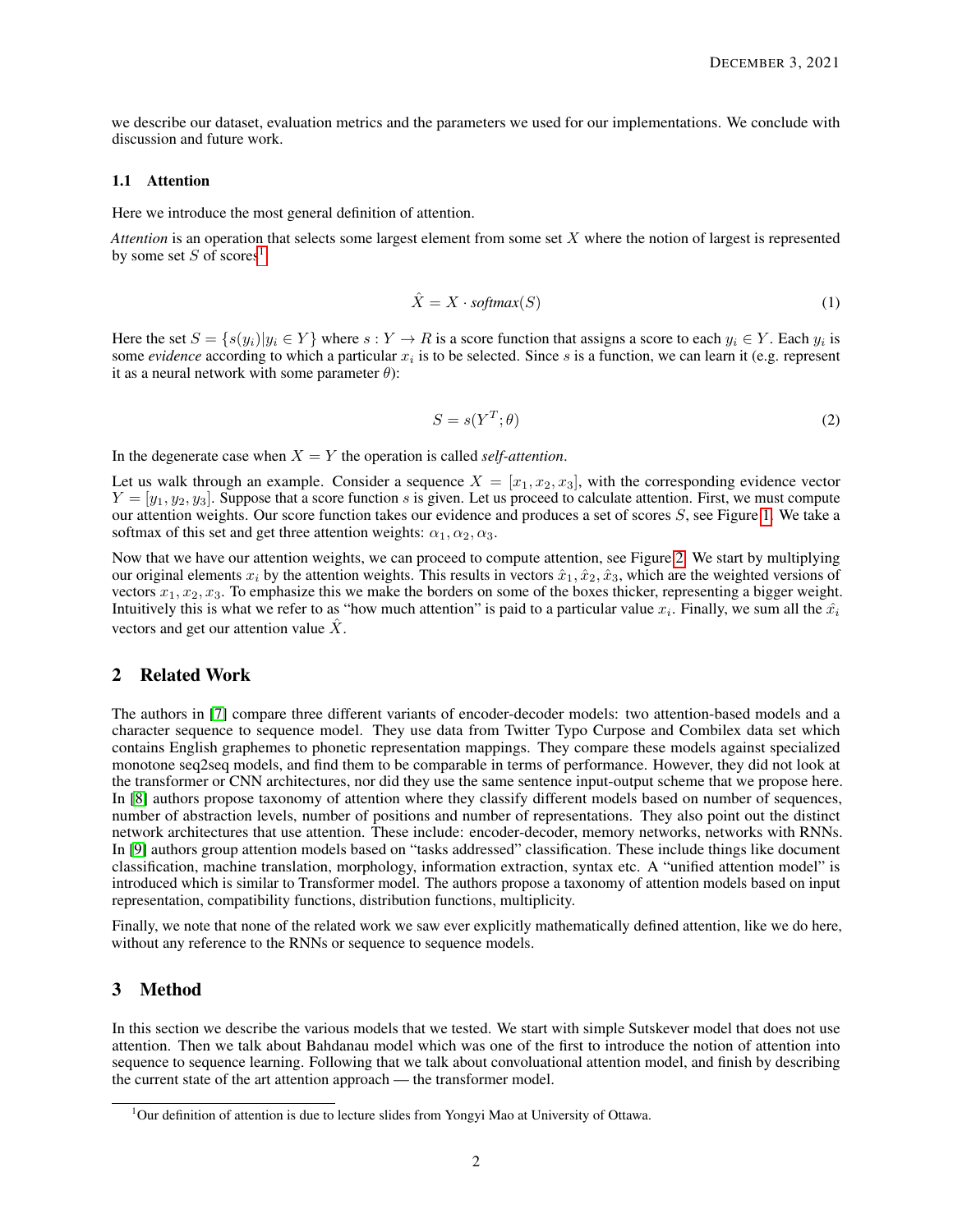we describe our dataset, evaluation metrics and the parameters we used for our implementations. We conclude with discussion and future work.

### 1.1 Attention

Here we introduce the most general definition of attention.

*Attention* is an operation that selects some largest element from some set $X$ where the notion of largest is represented by some set $S$ of scores[1].

$$\hat{X} = X \cdot \textit{softmax}(S) \tag{1}$$

Here the set $S = \{s(y_i) | y_i \in Y\}$ where $s : Y \rightarrow R$ is a score function that assigns a score to each $y_i \in Y$. Each $y_i$ is some *evidence* according to which a particular $x_i$ is to be selected. Since $s$ is a function, we can learn it (e.g. represent it as a neural network with some parameter $\theta$):

$$S = s(Y^T; \theta) \tag{2}$$

In the degenerate case when $X = Y$ the operation is called *self-attention*.

Let us walk through an example. Consider a sequence $X = [x_1, x_2, x_3]$, with the corresponding evidence vector $Y = [y_1, y_2, y_3]$. Suppose that a score function $s$ is given. Let us proceed to calculate attention. First, we must compute our attention weights. Our score function takes our evidence and produces a set of scores $S$, see Figure 1. We take a softmax of this set and get three attention weights: $\alpha_1, \alpha_2, \alpha_3$.

Now that we have our attention weights, we can proceed to compute attention, see Figure 2. We start by multiplying our original elements $x_i$ by the attention weights. This results in vectors $\hat{x}_1, \hat{x}_2, \hat{x}_3$, which are the weighted versions of vectors $x_1, x_2, x_3$. To emphasize this we make the borders on some of the boxes thicker, representing a bigger weight. Intuitively this is what we refer to as "how much attention" is paid to a particular value $x_i$. Finally, we sum all the $\hat{x_i}$ vectors and get our attention value $\hat{X}$.

## 2 Related Work

The authors in [7] compare three different variants of encoder-decoder models: two attention-based models and a character sequence to sequence model. They use data from Twitter Typo Curpose and Combilex data set which contains English graphemes to phonetic representation mappings. They compare these models against specialized monotone seq2seq models, and find them to be comparable in terms of performance. However, they did not look at the transformer or CNN architectures, nor did they use the same sentence input-output scheme that we propose here. In [8] authors propose taxonomy of attention where they classify different models based on number of sequences, number of abstraction levels, number of positions and number of representations. They also point out the distinct network architectures that use attention. These include: encoder-decoder, memory networks, networks with RNNs. In [9] authors group attention models based on "tasks addressed" classification. These include things like document classification, machine translation, morphology, information extraction, syntax etc. A "unified attention model" is introduced which is similar to Transformer model. The authors propose a taxonomy of attention models based on input representation, compatibility functions, distribution functions, multiplicity.

Finally, we note that none of the related work we saw ever explicitly mathematically defined attention, like we do here, without any reference to the RNNs or sequence to sequence models.

## 3 Method

In this section we describe the various models that we tested. We start with simple Sutskever model that does not use attention. Then we talk about Bahdanau model which was one of the first to introduce the notion of attention into sequence to sequence learning. Following that we talk about convoluational attention model, and finish by describing the current state of the art attention approach — the transformer model.

[1] Our definition of attention is due to lecture slides from Yongyi Mao at University of Ottawa.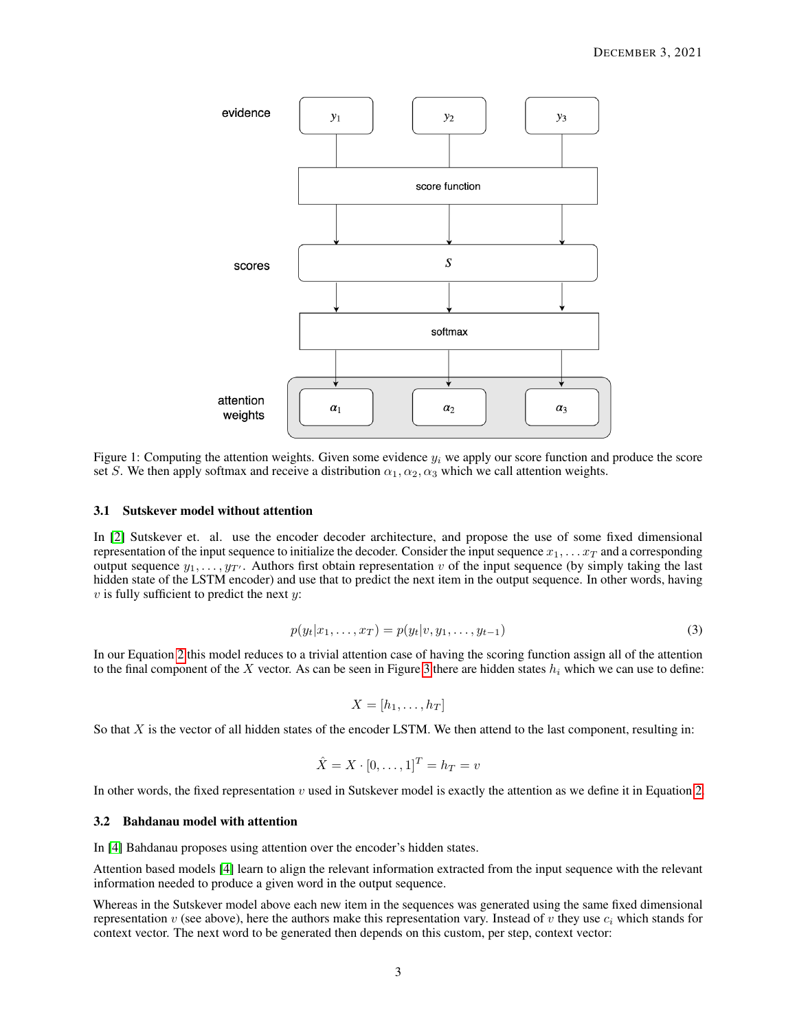Figure 1: Computing the attention weights. Given some evidence $y_i$ we apply our score function and produce the score set $S$. We then apply softmax and receive a distribution $\alpha_1, \alpha_2, \alpha_3$ which we call attention weights.

### 3.1 Sutskever model without attention

In [2] Sutskever et. al. use the encoder decoder architecture, and propose the use of some fixed dimensional representation of the input sequence to initialize the decoder. Consider the input sequence $x_1, \ldots x_T$ and a corresponding output sequence $y_1, \ldots, y_{T'}$. Authors first obtain representation $v$ of the input sequence (by simply taking the last hidden state of the LSTM encoder) and use that to predict the next item in the output sequence. In other words, having $v$ is fully sufficient to predict the next $y$:

$$p(y_t | x_1, \ldots, x_T) = p(y_t | v, y_1, \ldots, y_{t-1}) \tag{3}$$

In our Equation 2 this model reduces to a trivial attention case of having the scoring function assign all of the attention to the final component of the $X$ vector. As can be seen in Figure 3 there are hidden states $h_i$ which we can use to define:

$$X = [h_1, \ldots, h_T]$$

So that $X$ is the vector of all hidden states of the encoder LSTM. We then attend to the last component, resulting in:

$$\hat{X} = X \cdot [0, \ldots, 1]^T = h_T = v$$

In other words, the fixed representation $v$ used in Sutskever model is exactly the attention as we define it in Equation 2.

### 3.2 Bahdanau model with attention

In [4] Bahdanau proposes using attention over the encoder's hidden states.

Attention based models [4] learn to align the relevant information extracted from the input sequence with the relevant information needed to produce a given word in the output sequence.

Whereas in the Sutskever model above each new item in the sequences was generated using the same fixed dimensional representation $v$ (see above), here the authors make this representation vary. Instead of $v$ they use $c_i$ which stands for context vector. The next word to be generated then depends on this custom, per step, context vector: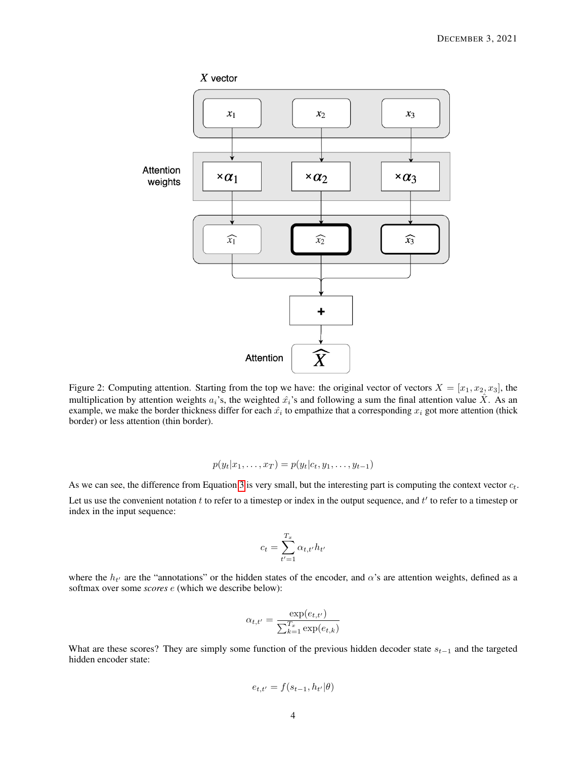Figure 2: Computing attention. Starting from the top we have: the original vector of vectors $X = [x_1, x_2, x_3]$, the multiplication by attention weights $a_i$'s, the weighted $\hat{x_i}$'s and following a sum the final attention value $\hat{X}$. As an example, we make the border thickness differ for each $\hat{x_i}$ to empathize that a corresponding $x_i$ got more attention (thick border) or less attention (thin border).

$$p(y_t|x_1, \ldots, x_T) = p(y_t|c_t, y_1, \ldots, y_{t-1})$$

As we can see, the difference from Equation 3 is very small, but the interesting part is computing the context vector $c_t$.

Let us use the convenient notation $t$ to refer to a timestep or index in the output sequence, and $t'$ to refer to a timestep or index in the input sequence:

$$c_t = \sum_{t'=1}^{T_x} \alpha_{t,t'} h_{t'}$$

where the $h_{t'}$ are the "annotations" or the hidden states of the encoder, and $\alpha$'s are attention weights, defined as a softmax over some *scores* $e$ (which we describe below):

$$\alpha_{t,t'} = \frac{\exp(e_{t,t'})}{\sum_{k=1}^{T_x} \exp(e_{t,k})}$$

What are these scores? They are simply some function of the previous hidden decoder state $s_{t-1}$ and the targeted hidden encoder state:

$$e_{t,t'} = f(s_{t-1}, h_{t'}|\theta)$$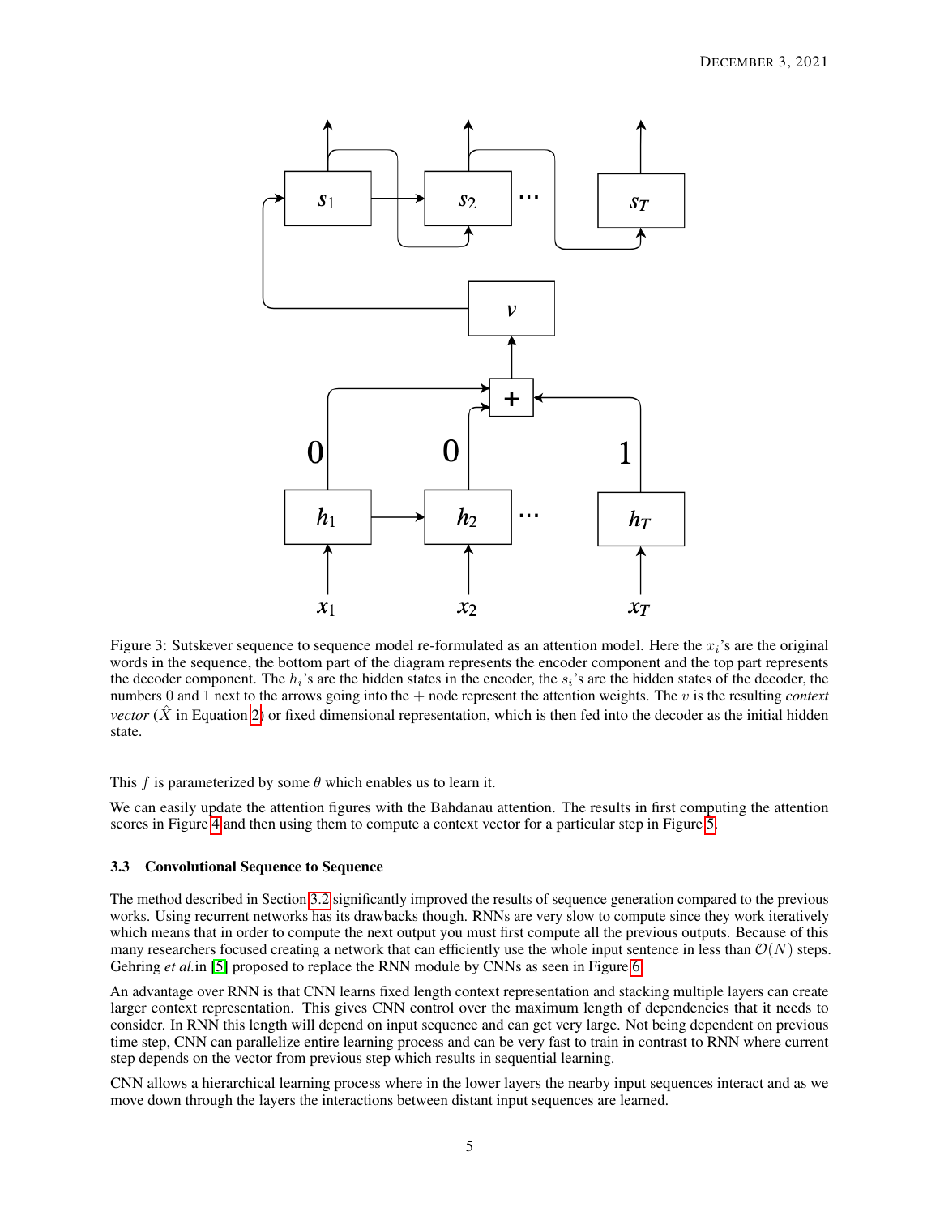Figure 3: Sutskever sequence to sequence model re-formulated as an attention model. Here the $x_i$'s are the original words in the sequence, the bottom part of the diagram represents the encoder component and the top part represents the decoder component. The $h_i$'s are the hidden states in the encoder, the $s_i$'s are the hidden states of the decoder, the numbers 0 and 1 next to the arrows going into the $+$ node represent the attention weights. The $v$ is the resulting *context vector* ($\hat{X}$ in Equation 2) or fixed dimensional representation, which is then fed into the decoder as the initial hidden state.

This $f$ is parameterized by some $\theta$ which enables us to learn it.

We can easily update the attention figures with the Bahdanau attention. The results in first computing the attention scores in Figure 4 and then using them to compute a context vector for a particular step in Figure 5.

### 3.3 Convolutional Sequence to Sequence

The method described in Section 3.2 significantly improved the results of sequence generation compared to the previous works. Using recurrent networks has its drawbacks though. RNNs are very slow to compute since they work iteratively which means that in order to compute the next output you must first compute all the previous outputs. Because of this many researchers focused creating a network that can efficiently use the whole input sentence in less than $\mathcal{O}(N)$ steps. Gehring *et al.*in [5] proposed to replace the RNN module by CNNs as seen in Figure 6.

An advantage over RNN is that CNN learns fixed length context representation and stacking multiple layers can create larger context representation. This gives CNN control over the maximum length of dependencies that it needs to consider. In RNN this length will depend on input sequence and can get very large. Not being dependent on previous time step, CNN can parallelize entire learning process and can be very fast to train in contrast to RNN where current step depends on the vector from previous step which results in sequential learning.

CNN allows a hierarchical learning process where in the lower layers the nearby input sequences interact and as we move down through the layers the interactions between distant input sequences are learned.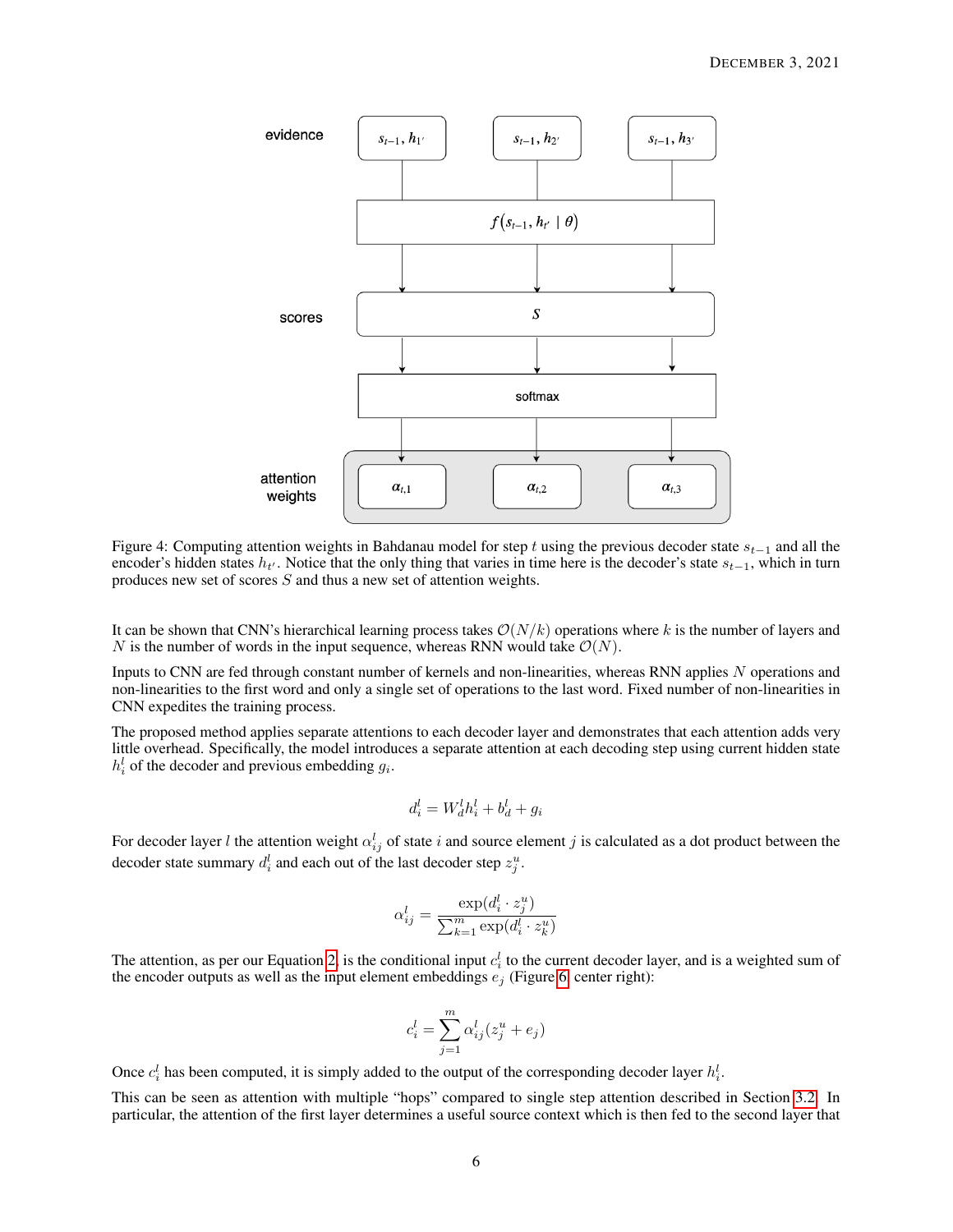Figure 4: Computing attention weights in Bahdanau model for step $t$ using the previous decoder state $s_{t-1}$ and all the encoder's hidden states $h_{t'}$. Notice that the only thing that varies in time here is the decoder's state $s_{t-1}$, which in turn produces new set of scores $S$ and thus a new set of attention weights.

It can be shown that CNN's hierarchical learning process takes $\mathcal{O}(N/k)$ operations where $k$ is the number of layers and $N$ is the number of words in the input sequence, whereas RNN would take $\mathcal{O}(N)$.

Inputs to CNN are fed through constant number of kernels and non-linearities, whereas RNN applies $N$ operations and non-linearities to the first word and only a single set of operations to the last word. Fixed number of non-linearities in CNN expedites the training process.

The proposed method applies separate attentions to each decoder layer and demonstrates that each attention adds very little overhead. Specifically, the model introduces a separate attention at each decoding step using current hidden state $h_i^l$ of the decoder and previous embedding $g_i$.

$$d_i^l = W_d^l h_i^l + b_d^l + g_i$$

For decoder layer $l$ the attention weight $\alpha_{ij}^l$ of state $i$ and source element $j$ is calculated as a dot product between the decoder state summary $d_i^l$ and each out of the last decoder step $z_j^u$.

$$\alpha_{ij}^l = \frac{\exp(d_i^l \cdot z_j^u)}{\sum_{k=1}^{m} \exp(d_i^l \cdot z_k^u)}$$

The attention, as per our Equation 2, is the conditional input $c_i^l$ to the current decoder layer, and is a weighted sum of the encoder outputs as well as the input element embeddings $e_j$ (Figure 6, center right):

$$c_i^l = \sum_{j=1}^{m} \alpha_{ij}^l (z_j^u + e_j)$$

Once $c_i^l$ has been computed, it is simply added to the output of the corresponding decoder layer $h_i^l$.

This can be seen as attention with multiple "hops" compared to single step attention described in Section 3.2. In particular, the attention of the first layer determines a useful source context which is then fed to the second layer that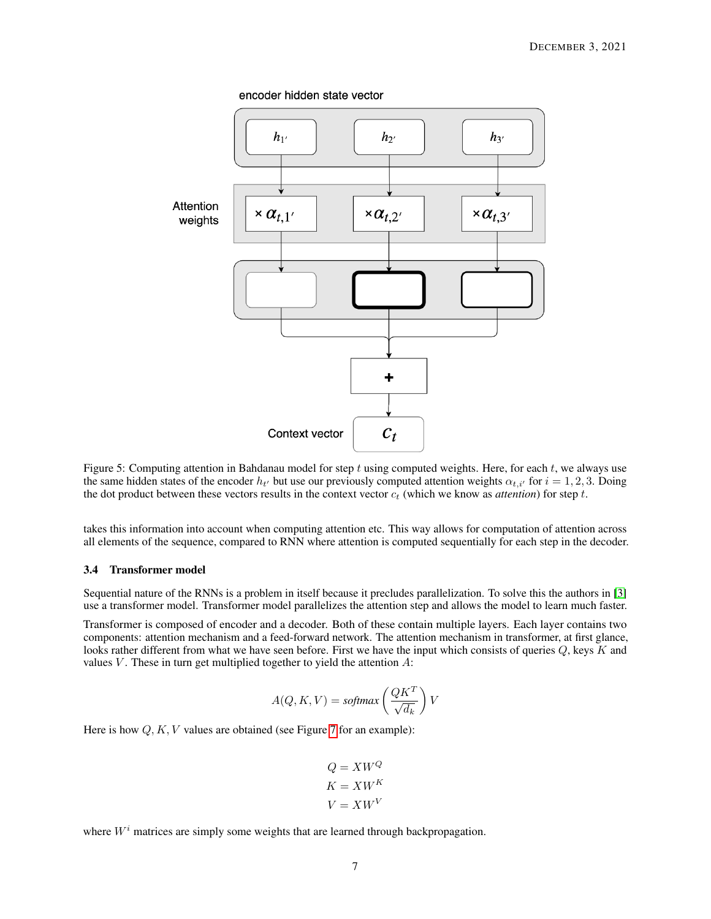Figure 5: Computing attention in Bahdanau model for step $t$ using computed weights. Here, for each $t$, we always use the same hidden states of the encoder $h_{t'}$ but use our previously computed attention weights $\alpha_{t,i'}$ for $i = 1, 2, 3$. Doing the dot product between these vectors results in the context vector $c_t$ (which we know as *attention*) for step $t$.

takes this information into account when computing attention etc. This way allows for computation of attention across all elements of the sequence, compared to RNN where attention is computed sequentially for each step in the decoder.

### 3.4 Transformer model

Sequential nature of the RNNs is a problem in itself because it precludes parallelization. To solve this the authors in [3] use a transformer model. Transformer model parallelizes the attention step and allows the model to learn much faster.

Transformer is composed of encoder and a decoder. Both of these contain multiple layers. Each layer contains two components: attention mechanism and a feed-forward network. The attention mechanism in transformer, at first glance, looks rather different from what we have seen before. First we have the input which consists of queries $Q$, keys $K$ and values $V$. These in turn get multiplied together to yield the attention $A$:

$$A(Q, K, V) = \textit{softmax}\left(\frac{QK^T}{\sqrt{d_k}}\right) V$$

Here is how $Q, K, V$ values are obtained (see Figure 7 for an example):

$$Q = XW^Q$$
$$K = XW^K$$
$$V = XW^V$$

where $W^i$ matrices are simply some weights that are learned through backpropagation.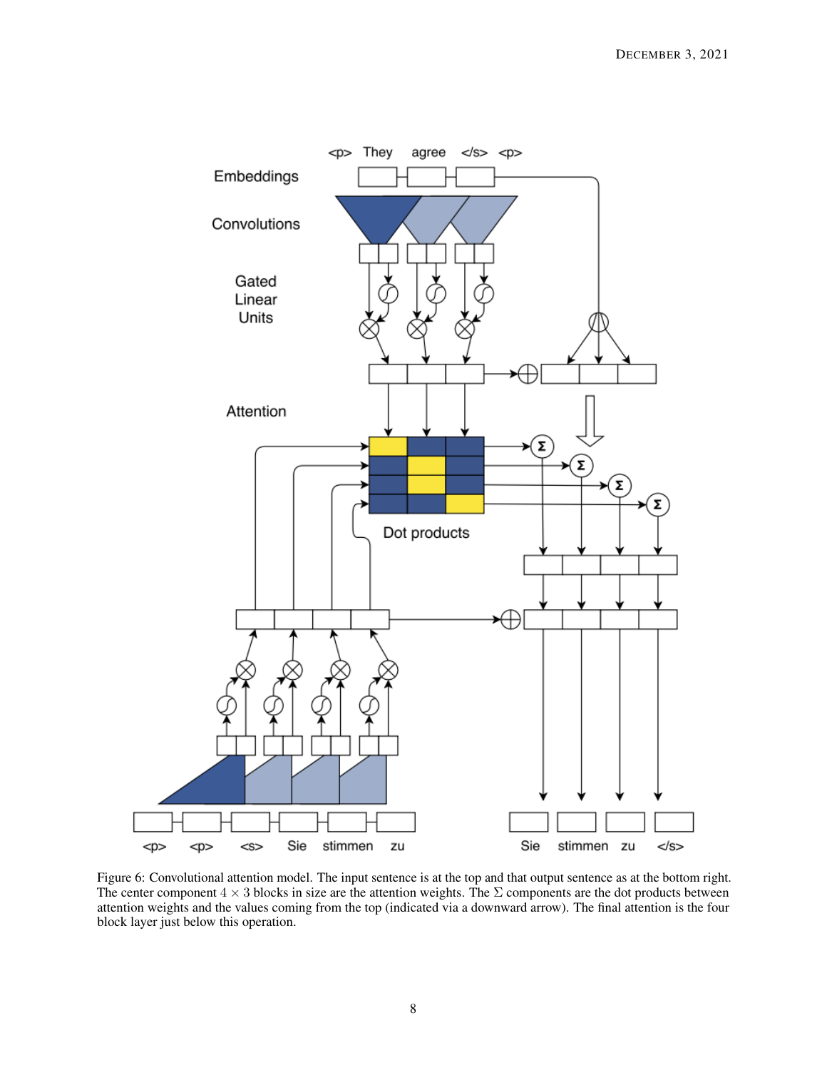Figure 6: Convolutional attention model. The input sentence is at the top and that output sentence as at the bottom right. The center component $4 \times 3$ blocks in size are the attention weights. The $\Sigma$ components are the dot products between attention weights and the values coming from the top (indicated via a downward arrow). The final attention is the four block layer just below this operation.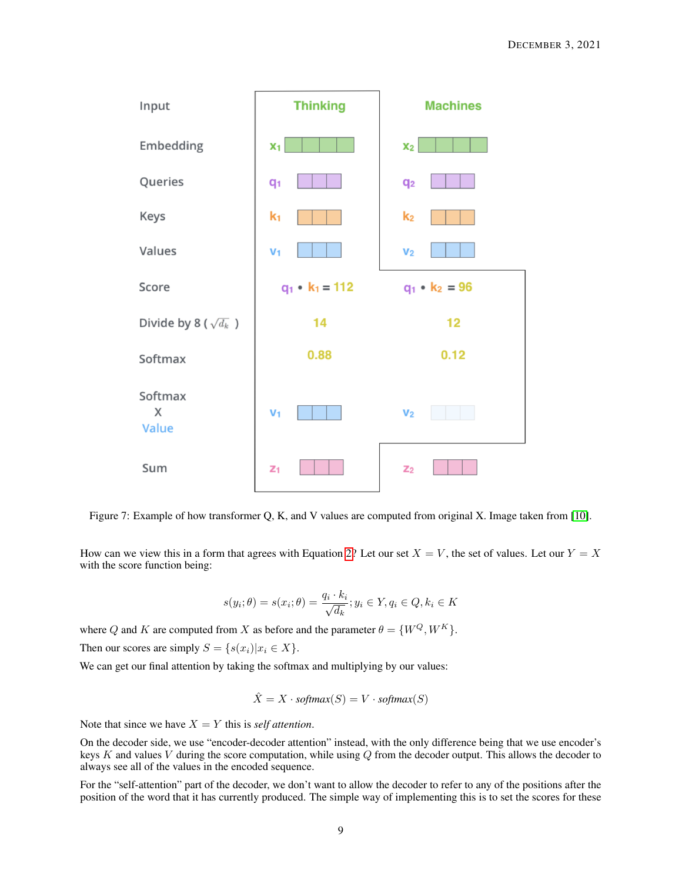Figure 7: Example of how transformer Q, K, and V values are computed from original X. Image taken from [10].

How can we view this in a form that agrees with Equation 2? Let our set $X = V$, the set of values. Let our $Y = X$ with the score function being:

$$s(y_i; \theta) = s(x_i; \theta) = \frac{q_i \cdot k_i}{\sqrt{d_k}}; y_i \in Y, q_i \in Q, k_i \in K$$

where $Q$ and $K$ are computed from $X$ as before and the parameter $\theta = \{W^Q, W^K\}$.

Then our scores are simply $S = \{s(x_i) | x_i \in X\}$.

We can get our final attention by taking the softmax and multiplying by our values:

$$\hat{X} = X \cdot \textit{softmax}(S) = V \cdot \textit{softmax}(S)$$

Note that since we have $X = Y$ this is *self attention*.

On the decoder side, we use "encoder-decoder attention" instead, with the only difference being that we use encoder's keys $K$ and values $V$ during the score computation, while using $Q$ from the decoder output. This allows the decoder to always see all of the values in the encoded sequence.

For the "self-attention" part of the decoder, we don't want to allow the decoder to refer to any of the positions after the position of the word that it has currently produced. The simple way of implementing this is to set the scores for these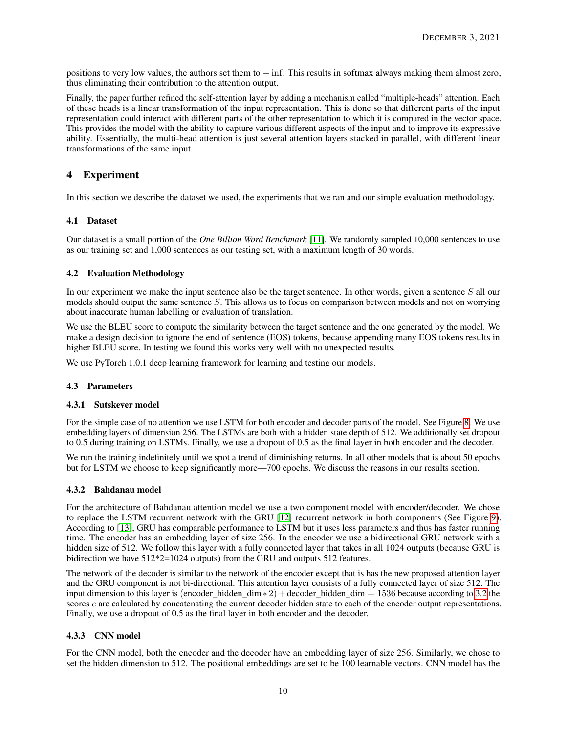positions to very low values, the authors set them to $-\inf$. This results in softmax always making them almost zero, thus eliminating their contribution to the attention output.

Finally, the paper further refined the self-attention layer by adding a mechanism called "multiple-heads" attention. Each of these heads is a linear transformation of the input representation. This is done so that different parts of the input representation could interact with different parts of the other representation to which it is compared in the vector space. This provides the model with the ability to capture various different aspects of the input and to improve its expressive ability. Essentially, the multi-head attention is just several attention layers stacked in parallel, with different linear transformations of the same input.

# 4 Experiment

In this section we describe the dataset we used, the experiments that we ran and our simple evaluation methodology.

## 4.1 Dataset

Our dataset is a small portion of the *One Billion Word Benchmark* [11]. We randomly sampled 10,000 sentences to use as our training set and 1,000 sentences as our testing set, with a maximum length of 30 words.

## 4.2 Evaluation Methodology

In our experiment we make the input sentence also be the target sentence. In other words, given a sentence $S$ all our models should output the same sentence $S$. This allows us to focus on comparison between models and not on worrying about inaccurate human labelling or evaluation of translation.

We use the BLEU score to compute the similarity between the target sentence and the one generated by the model. We make a design decision to ignore the end of sentence (EOS) tokens, because appending many EOS tokens results in higher BLEU score. In testing we found this works very well with no unexpected results.

We use PyTorch 1.0.1 deep learning framework for learning and testing our models.

## 4.3 Parameters

### 4.3.1 Sutskever model

For the simple case of no attention we use LSTM for both encoder and decoder parts of the model. See Figure 8. We use embedding layers of dimension 256. The LSTMs are both with a hidden state depth of 512. We additionally set dropout to 0.5 during training on LSTMs. Finally, we use a dropout of 0.5 as the final layer in both encoder and the decoder.

We run the training indefinitely until we spot a trend of diminishing returns. In all other models that is about 50 epochs but for LSTM we choose to keep significantly more—700 epochs. We discuss the reasons in our results section.

### 4.3.2 Bahdanau model

For the architecture of Bahdanau attention model we use a two component model with encoder/decoder. We chose to replace the LSTM recurrent network with the GRU [12] recurrent network in both components (See Figure 9). According to [13], GRU has comparable performance to LSTM but it uses less parameters and thus has faster running time. The encoder has an embedding layer of size 256. In the encoder we use a bidirectional GRU network with a hidden size of 512. We follow this layer with a fully connected layer that takes in all 1024 outputs (because GRU is bidirection we have 512*2=1024 outputs) from the GRU and outputs 512 features.

The network of the decoder is similar to the network of the encoder except that is has the new proposed attention layer and the GRU component is not bi-directional. This attention layer consists of a fully connected layer of size 512. The input dimension to this layer is $(\text{encoder\_hidden\_dim} * 2) + \text{decoder\_hidden\_dim} = 1536$ because according to 3.2 the scores $e$ are calculated by concatenating the current decoder hidden state to each of the encoder output representations. Finally, we use a dropout of 0.5 as the final layer in both encoder and the decoder.

### 4.3.3 CNN model

For the CNN model, both the encoder and the decoder have an embedding layer of size 256. Similarly, we chose to set the hidden dimension to 512. The positional embeddings are set to be 100 learnable vectors. CNN model has the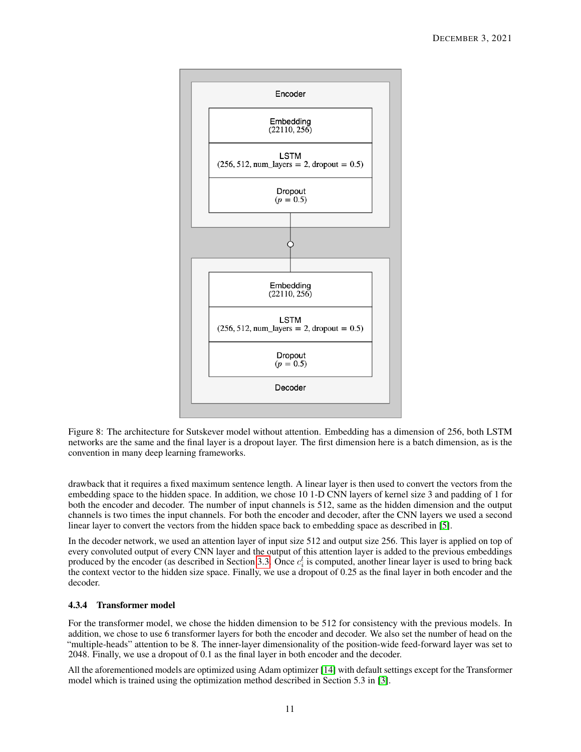Figure 8: The architecture for Sutskever model without attention. Embedding has a dimension of 256, both LSTM networks are the same and the final layer is a dropout layer. The first dimension here is a batch dimension, as is the convention in many deep learning frameworks.

drawback that it requires a fixed maximum sentence length. A linear layer is then used to convert the vectors from the embedding space to the hidden space. In addition, we chose 10 1-D CNN layers of kernel size 3 and padding of 1 for both the encoder and decoder. The number of input channels is 512, same as the hidden dimension and the output channels is two times the input channels. For both the encoder and decoder, after the CNN layers we used a second linear layer to convert the vectors from the hidden space back to embedding space as described in [5].

In the decoder network, we used an attention layer of input size 512 and output size 256. This layer is applied on top of every convoluted output of every CNN layer and the output of this attention layer is added to the previous embeddings produced by the encoder (as described in Section 3.3. Once $c_i^l$ is computed, another linear layer is used to bring back the context vector to the hidden size space. Finally, we use a dropout of 0.25 as the final layer in both encoder and the decoder.

#### 4.3.4 Transformer model

For the transformer model, we chose the hidden dimension to be 512 for consistency with the previous models. In addition, we chose to use 6 transformer layers for both the encoder and decoder. We also set the number of head on the "multiple-heads" attention to be 8. The inner-layer dimensionality of the position-wide feed-forward layer was set to 2048. Finally, we use a dropout of 0.1 as the final layer in both encoder and the decoder.

All the aforementioned models are optimized using Adam optimizer [14] with default settings except for the Transformer model which is trained using the optimization method described in Section 5.3 in [3].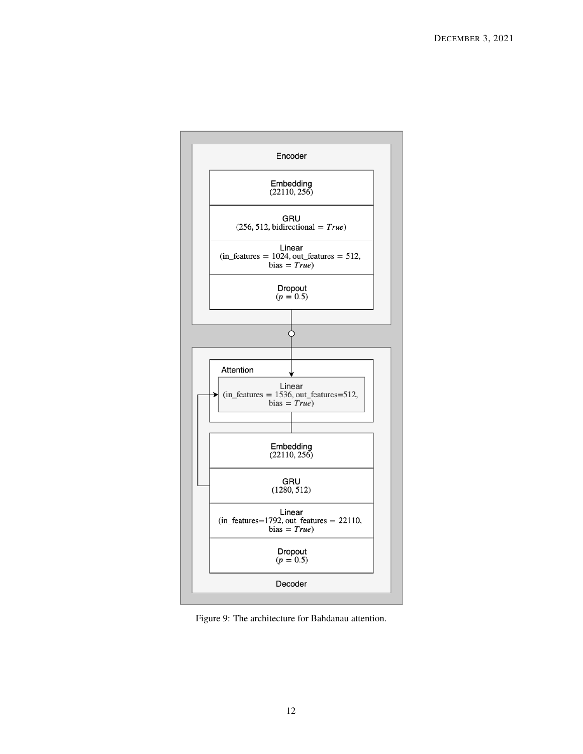Figure 9: The architecture for Bahdanau attention.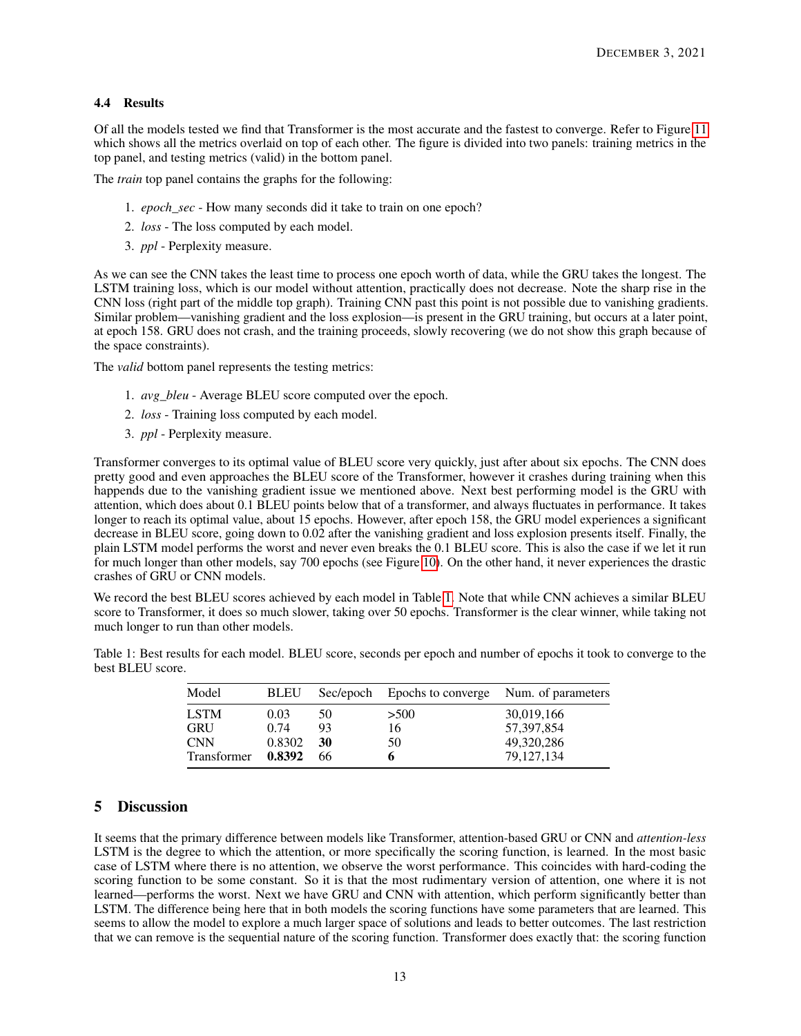### 4.4 Results

Of all the models tested we find that Transformer is the most accurate and the fastest to converge. Refer to Figure 11 which shows all the metrics overlaid on top of each other. The figure is divided into two panels: training metrics in the top panel, and testing metrics (valid) in the bottom panel.

The *train* top panel contains the graphs for the following:

1. *epoch_sec* - How many seconds did it take to train on one epoch?
2. *loss* - The loss computed by each model.
3. *ppl* - Perplexity measure.

As we can see the CNN takes the least time to process one epoch worth of data, while the GRU takes the longest. The LSTM training loss, which is our model without attention, practically does not decrease. Note the sharp rise in the CNN loss (right part of the middle top graph). Training CNN past this point is not possible due to vanishing gradients. Similar problem—vanishing gradient and the loss explosion—is present in the GRU training, but occurs at a later point, at epoch 158. GRU does not crash, and the training proceeds, slowly recovering (we do not show this graph because of the space constraints).

The *valid* bottom panel represents the testing metrics:

1. *avg_bleu* - Average BLEU score computed over the epoch.
2. *loss* - Training loss computed by each model.
3. *ppl* - Perplexity measure.

Transformer converges to its optimal value of BLEU score very quickly, just after about six epochs. The CNN does pretty good and even approaches the BLEU score of the Transformer, however it crashes during training when this happends due to the vanishing gradient issue we mentioned above. Next best performing model is the GRU with attention, which does about 0.1 BLEU points below that of a transformer, and always fluctuates in performance. It takes longer to reach its optimal value, about 15 epochs. However, after epoch 158, the GRU model experiences a significant decrease in BLEU score, going down to 0.02 after the vanishing gradient and loss explosion presents itself. Finally, the plain LSTM model performs the worst and never even breaks the 0.1 BLEU score. This is also the case if we let it run for much longer than other models, say 700 epochs (see Figure 10). On the other hand, it never experiences the drastic crashes of GRU or CNN models.

We record the best BLEU scores achieved by each model in Table 1. Note that while CNN achieves a similar BLEU score to Transformer, it does so much slower, taking over 50 epochs. Transformer is the clear winner, while taking not much longer to run than other models.

Table 1: Best results for each model. BLEU score, seconds per epoch and number of epochs it took to converge to the best BLEU score.

| Model | BLEU | Sec/epoch | Epochs to converge | Num. of parameters |
|---|---|---|---|---|
| LSTM | 0.03 | 50 | >500 | 30,019,166 |
| GRU | 0.74 | 93 | 16 | 57,397,854 |
| CNN | 0.8302 | **30** | 50 | 49,320,286 |
| Transformer | **0.8392** | 66 | **6** | 79,127,134 |

## 5 Discussion

It seems that the primary difference between models like Transformer, attention-based GRU or CNN and *attention-less* LSTM is the degree to which the attention, or more specifically the scoring function, is learned. In the most basic case of LSTM where there is no attention, we observe the worst performance. This coincides with hard-coding the scoring function to be some constant. So it is that the most rudimentary version of attention, one where it is not learned—performs the worst. Next we have GRU and CNN with attention, which perform significantly better than LSTM. The difference being here that in both models the scoring functions have some parameters that are learned. This seems to allow the model to explore a much larger space of solutions and leads to better outcomes. The last restriction that we can remove is the sequential nature of the scoring function. Transformer does exactly that: the scoring function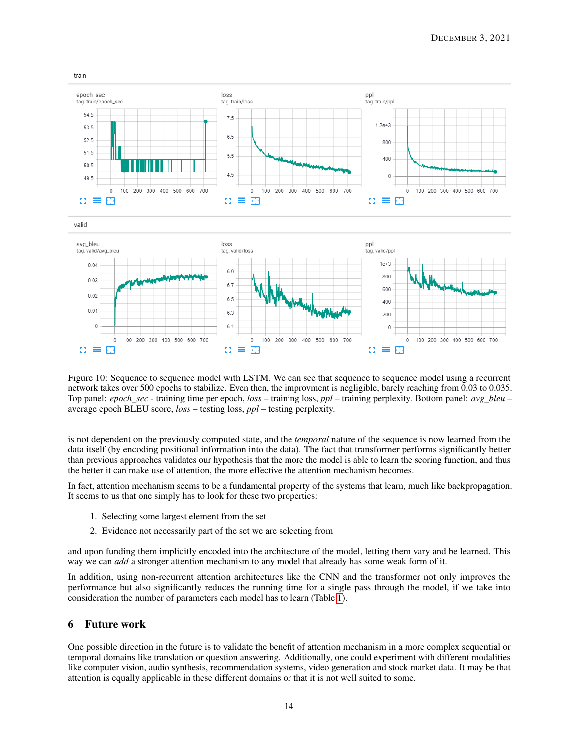Figure 10: Sequence to sequence model with LSTM. We can see that sequence to sequence model using a recurrent network takes over 500 epochs to stabilize. Even then, the improvment is negligible, barely reaching from 0.03 to 0.035. Top panel: *epoch_sec* - training time per epoch, *loss* – training loss, *ppl* – training perplexity. Bottom panel: *avg_bleu* – average epoch BLEU score, *loss* – testing loss, *ppl* – testing perplexity.

is not dependent on the previously computed state, and the *temporal* nature of the sequence is now learned from the data itself (by encoding positional information into the data). The fact that transformer performs significantly better than previous approaches validates our hypothesis that the more the model is able to learn the scoring function, and thus the better it can make use of attention, the more effective the attention mechanism becomes.

In fact, attention mechanism seems to be a fundamental property of the systems that learn, much like backpropagation. It seems to us that one simply has to look for these two properties:

1. Selecting some largest element from the set
2. Evidence not necessarily part of the set we are selecting from

and upon funding them implicitly encoded into the architecture of the model, letting them vary and be learned. This way we can *add* a stronger attention mechanism to any model that already has some weak form of it.

In addition, using non-recurrent attention architectures like the CNN and the transformer not only improves the performance but also significantly reduces the running time for a single pass through the model, if we take into consideration the number of parameters each model has to learn (Table 1).

## 6 Future work

One possible direction in the future is to validate the benefit of attention mechanism in a more complex sequential or temporal domains like translation or question answering. Additionally, one could experiment with different modalities like computer vision, audio synthesis, recommendation systems, video generation and stock market data. It may be that attention is equally applicable in these different domains or that it is not well suited to some.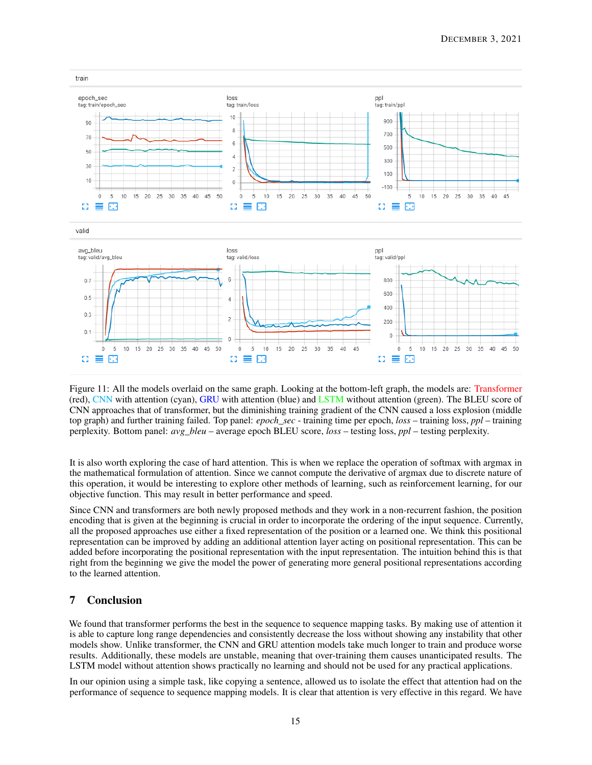Figure 11: All the models overlaid on the same graph. Looking at the bottom-left graph, the models are: Transformer (red), CNN with attention (cyan), GRU with attention (blue) and LSTM without attention (green). The BLEU score of CNN approaches that of transformer, but the diminishing training gradient of the CNN caused a loss explosion (middle top graph) and further training failed. Top panel: *epoch_sec* - training time per epoch, *loss* – training loss, *ppl* – training perplexity. Bottom panel: *avg_bleu* – average epoch BLEU score, *loss* – testing loss, *ppl* – testing perplexity.

It is also worth exploring the case of hard attention. This is when we replace the operation of softmax with argmax in the mathematical formulation of attention. Since we cannot compute the derivative of argmax due to discrete nature of this operation, it would be interesting to explore other methods of learning, such as reinforcement learning, for our objective function. This may result in better performance and speed.

Since CNN and transformers are both newly proposed methods and they work in a non-recurrent fashion, the position encoding that is given at the beginning is crucial in order to incorporate the ordering of the input sequence. Currently, all the proposed approaches use either a fixed representation of the position or a learned one. We think this positional representation can be improved by adding an additional attention layer acting on positional representation. This can be added before incorporating the positional representation with the input representation. The intuition behind this is that right from the beginning we give the model the power of generating more general positional representations according to the learned attention.

# 7 Conclusion

We found that transformer performs the best in the sequence to sequence mapping tasks. By making use of attention it is able to capture long range dependencies and consistently decrease the loss without showing any instability that other models show. Unlike transformer, the CNN and GRU attention models take much longer to train and produce worse results. Additionally, these models are unstable, meaning that over-training them causes unanticipated results. The LSTM model without attention shows practically no learning and should not be used for any practical applications.

In our opinion using a simple task, like copying a sentence, allowed us to isolate the effect that attention had on the performance of sequence to sequence mapping models. It is clear that attention is very effective in this regard. We have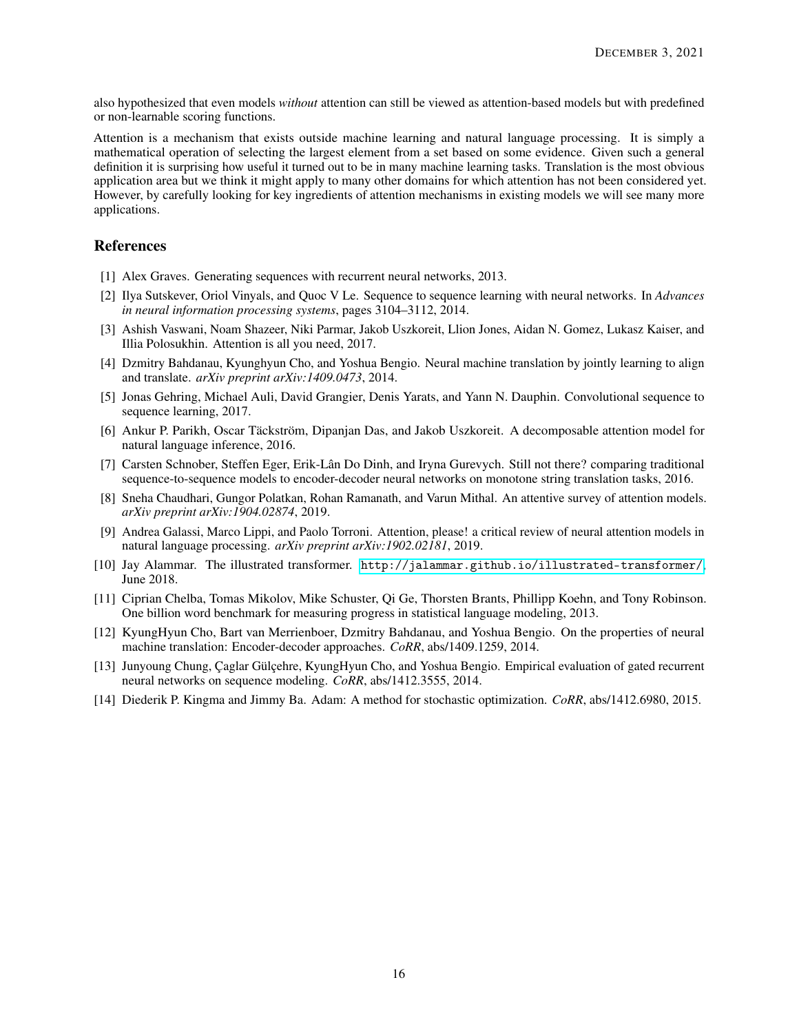also hypothesized that even models *without* attention can still be viewed as attention-based models but with predefined or non-learnable scoring functions.

Attention is a mechanism that exists outside machine learning and natural language processing. It is simply a mathematical operation of selecting the largest element from a set based on some evidence. Given such a general definition it is surprising how useful it turned out to be in many machine learning tasks. Translation is the most obvious application area but we think it might apply to many other domains for which attention has not been considered yet. However, by carefully looking for key ingredients of attention mechanisms in existing models we will see many more applications.

## References

[1] Alex Graves. Generating sequences with recurrent neural networks, 2013.

[2] Ilya Sutskever, Oriol Vinyals, and Quoc V Le. Sequence to sequence learning with neural networks. In *Advances in neural information processing systems*, pages 3104–3112, 2014.

[3] Ashish Vaswani, Noam Shazeer, Niki Parmar, Jakob Uszkoreit, Llion Jones, Aidan N. Gomez, Lukasz Kaiser, and Illia Polosukhin. Attention is all you need, 2017.

[4] Dzmitry Bahdanau, Kyunghyun Cho, and Yoshua Bengio. Neural machine translation by jointly learning to align and translate. *arXiv preprint arXiv:1409.0473*, 2014.

[5] Jonas Gehring, Michael Auli, David Grangier, Denis Yarats, and Yann N. Dauphin. Convolutional sequence to sequence learning, 2017.

[6] Ankur P. Parikh, Oscar Täckström, Dipanjan Das, and Jakob Uszkoreit. A decomposable attention model for natural language inference, 2016.

[7] Carsten Schnober, Steffen Eger, Erik-Lân Do Dinh, and Iryna Gurevych. Still not there? comparing traditional sequence-to-sequence models to encoder-decoder neural networks on monotone string translation tasks, 2016.

[8] Sneha Chaudhari, Gungor Polatkan, Rohan Ramanath, and Varun Mithal. An attentive survey of attention models. *arXiv preprint arXiv:1904.02874*, 2019.

[9] Andrea Galassi, Marco Lippi, and Paolo Torroni. Attention, please! a critical review of neural attention models in natural language processing. *arXiv preprint arXiv:1902.02181*, 2019.

[10] Jay Alammar. The illustrated transformer. `http://jalammar.github.io/illustrated-transformer/`, June 2018.

[11] Ciprian Chelba, Tomas Mikolov, Mike Schuster, Qi Ge, Thorsten Brants, Phillipp Koehn, and Tony Robinson. One billion word benchmark for measuring progress in statistical language modeling, 2013.

[12] KyungHyun Cho, Bart van Merrienboer, Dzmitry Bahdanau, and Yoshua Bengio. On the properties of neural machine translation: Encoder-decoder approaches. *CoRR*, abs/1409.1259, 2014.

[13] Junyoung Chung, Çaglar Gülçehre, KyungHyun Cho, and Yoshua Bengio. Empirical evaluation of gated recurrent neural networks on sequence modeling. *CoRR*, abs/1412.3555, 2014.

[14] Diederik P. Kingma and Jimmy Ba. Adam: A method for stochastic optimization. *CoRR*, abs/1412.6980, 2015.